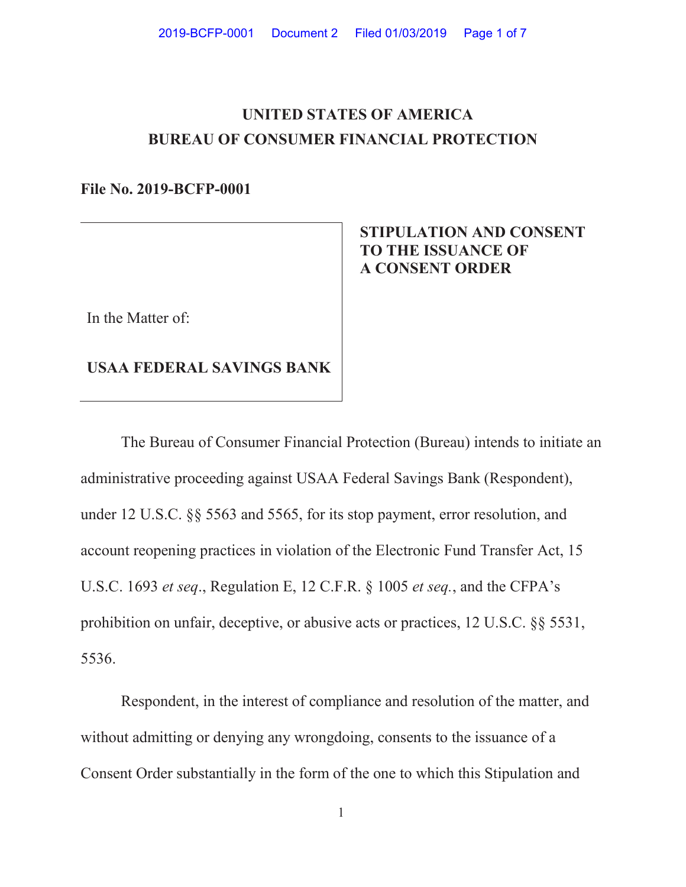# UNITED STATES OF AMERICA
# BUREAU OF CONSUMER FINANCIAL PROTECTION

**File No. 2019-BCFP-0001**

| | |
|---|---|
| In the Matter of:<br><br>**USAA FEDERAL SAVINGS BANK** | **STIPULATION AND CONSENT TO THE ISSUANCE OF A CONSENT ORDER** |

The Bureau of Consumer Financial Protection (Bureau) intends to initiate an administrative proceeding against USAA Federal Savings Bank (Respondent), under 12 U.S.C. §§ 5563 and 5565, for its stop payment, error resolution, and account reopening practices in violation of the Electronic Fund Transfer Act, 15 U.S.C. 1693 *et seq*., Regulation E, 12 C.F.R. § 1005 *et seq.*, and the CFPA's prohibition on unfair, deceptive, or abusive acts or practices, 12 U.S.C. §§ 5531, 5536.

Respondent, in the interest of compliance and resolution of the matter, and without admitting or denying any wrongdoing, consents to the issuance of a Consent Order substantially in the form of the one to which this Stipulation and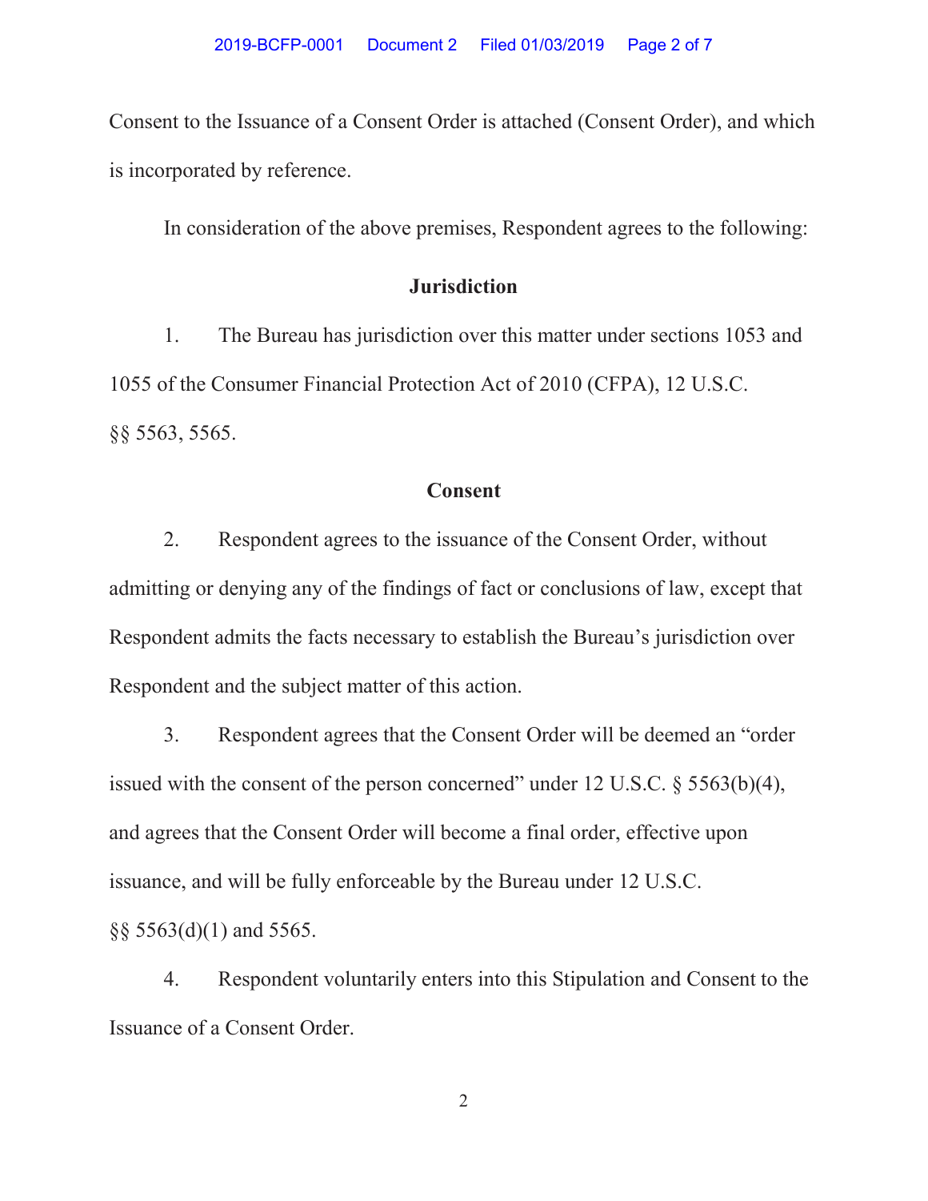Consent to the Issuance of a Consent Order is attached (Consent Order), and which is incorporated by reference.

In consideration of the above premises, Respondent agrees to the following:

## Jurisdiction

1. The Bureau has jurisdiction over this matter under sections 1053 and 1055 of the Consumer Financial Protection Act of 2010 (CFPA), 12 U.S.C. §§ 5563, 5565.

## Consent

2. Respondent agrees to the issuance of the Consent Order, without admitting or denying any of the findings of fact or conclusions of law, except that Respondent admits the facts necessary to establish the Bureau's jurisdiction over Respondent and the subject matter of this action.

3. Respondent agrees that the Consent Order will be deemed an "order issued with the consent of the person concerned" under 12 U.S.C. § 5563(b)(4), and agrees that the Consent Order will become a final order, effective upon issuance, and will be fully enforceable by the Bureau under 12 U.S.C. §§ 5563(d)(1) and 5565.

4. Respondent voluntarily enters into this Stipulation and Consent to the Issuance of a Consent Order.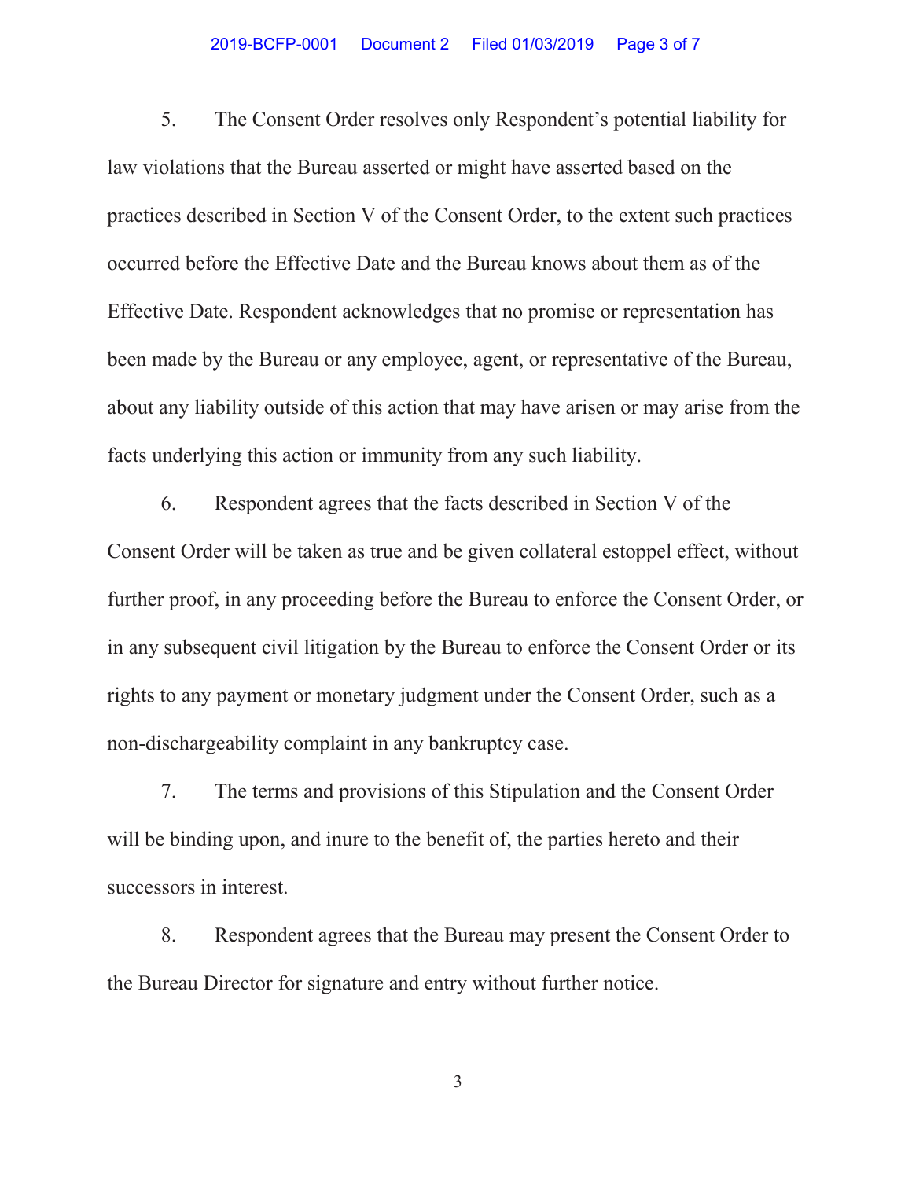5. The Consent Order resolves only Respondent's potential liability for law violations that the Bureau asserted or might have asserted based on the practices described in Section V of the Consent Order, to the extent such practices occurred before the Effective Date and the Bureau knows about them as of the Effective Date. Respondent acknowledges that no promise or representation has been made by the Bureau or any employee, agent, or representative of the Bureau, about any liability outside of this action that may have arisen or may arise from the facts underlying this action or immunity from any such liability.

6. Respondent agrees that the facts described in Section V of the Consent Order will be taken as true and be given collateral estoppel effect, without further proof, in any proceeding before the Bureau to enforce the Consent Order, or in any subsequent civil litigation by the Bureau to enforce the Consent Order or its rights to any payment or monetary judgment under the Consent Order, such as a non-dischargeability complaint in any bankruptcy case.

7. The terms and provisions of this Stipulation and the Consent Order will be binding upon, and inure to the benefit of, the parties hereto and their successors in interest.

8. Respondent agrees that the Bureau may present the Consent Order to the Bureau Director for signature and entry without further notice.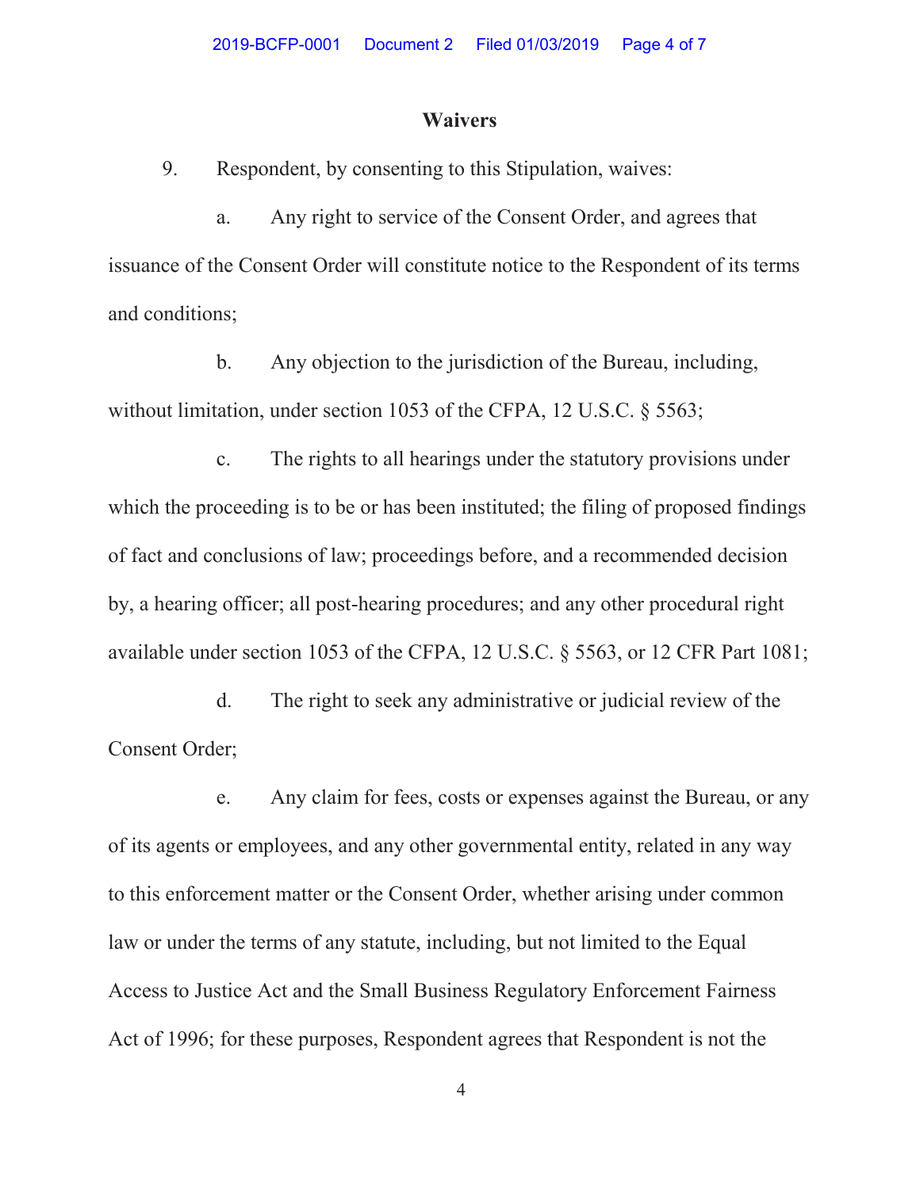## Waivers

9. Respondent, by consenting to this Stipulation, waives:

a. Any right to service of the Consent Order, and agrees that issuance of the Consent Order will constitute notice to the Respondent of its terms and conditions;

b. Any objection to the jurisdiction of the Bureau, including, without limitation, under section 1053 of the CFPA, 12 U.S.C. § 5563;

c. The rights to all hearings under the statutory provisions under which the proceeding is to be or has been instituted; the filing of proposed findings of fact and conclusions of law; proceedings before, and a recommended decision by, a hearing officer; all post-hearing procedures; and any other procedural right available under section 1053 of the CFPA, 12 U.S.C. § 5563, or 12 CFR Part 1081;

d. The right to seek any administrative or judicial review of the Consent Order;

e. Any claim for fees, costs or expenses against the Bureau, or any of its agents or employees, and any other governmental entity, related in any way to this enforcement matter or the Consent Order, whether arising under common law or under the terms of any statute, including, but not limited to the Equal Access to Justice Act and the Small Business Regulatory Enforcement Fairness Act of 1996; for these purposes, Respondent agrees that Respondent is not the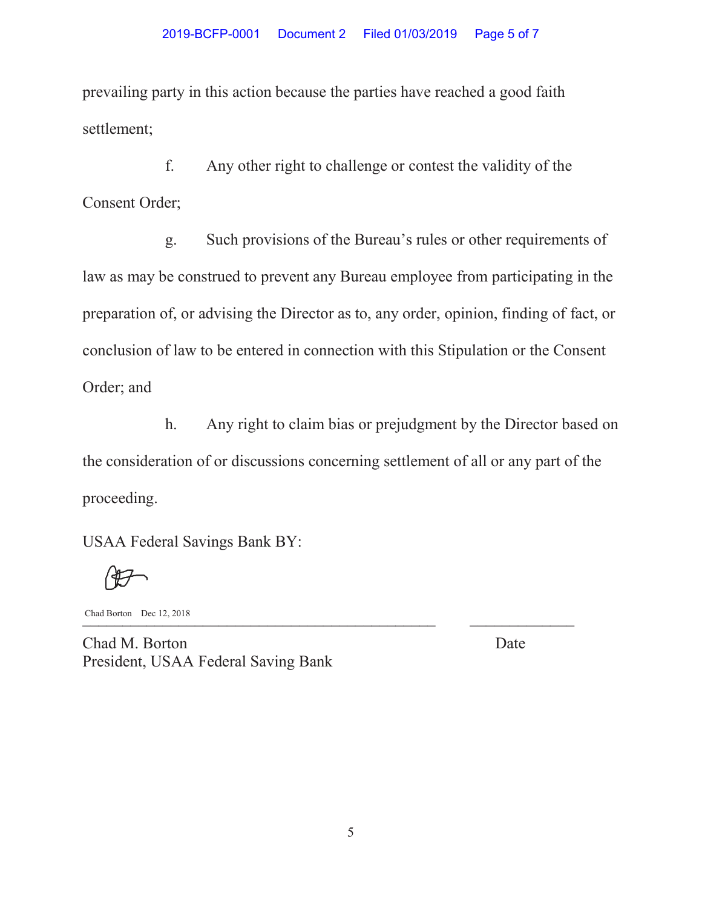prevailing party in this action because the parties have reached a good faith settlement;

f. Any other right to challenge or contest the validity of the Consent Order;

g. Such provisions of the Bureau's rules or other requirements of law as may be construed to prevent any Bureau employee from participating in the preparation of, or advising the Director as to, any order, opinion, finding of fact, or conclusion of law to be entered in connection with this Stipulation or the Consent Order; and

h. Any right to claim bias or prejudgment by the Director based on the consideration of or discussions concerning settlement of all or any part of the proceeding.

USAA Federal Savings Bank BY:

Chad Borton Dec 12, 2018

\_\_\_\_\_\_\_\_\_\_\_\_\_\_\_\_\_\_\_\_\_\_\_\_\_\_\_\_\_\_\_\_\_\_\_\_\_\_ \_\_\_\_\_\_\_\_\_\_\_\_\_\_\_

Chad M. Borton Date
President, USAA Federal Saving Bank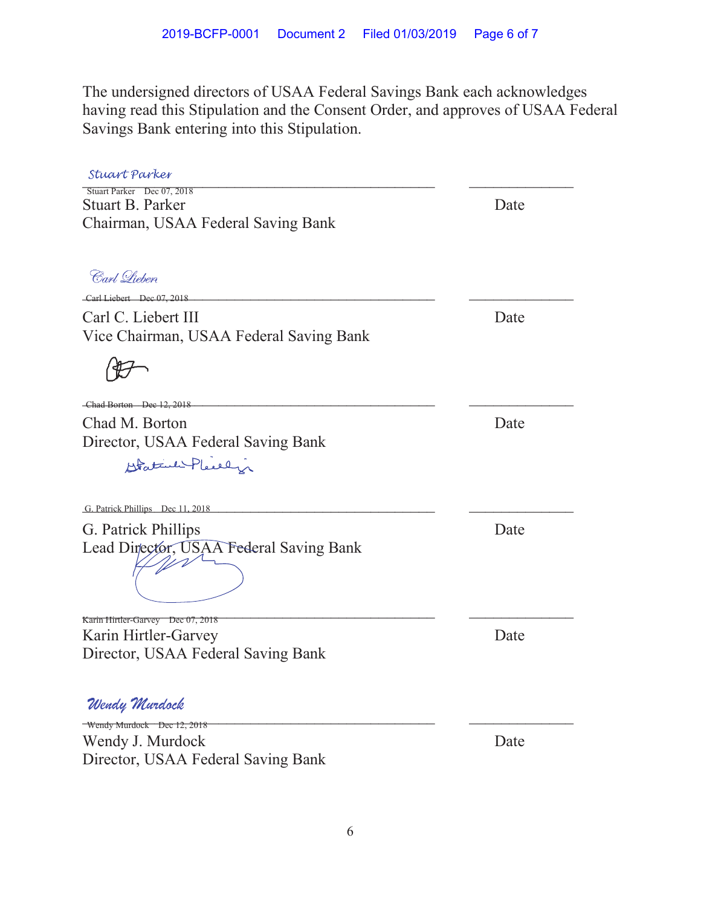The undersigned directors of USAA Federal Savings Bank each acknowledges having read this Stipulation and the Consent Order, and approves of USAA Federal Savings Bank entering into this Stipulation.

Stuart Parker

Stuart Parker Dec 07, 2018 \_\_\_\_\_\_\_\_\_\_\_\_\_\_\_\_\_\_\_\_\_\_\_\_\_\_\_\_\_\_\_\_\_\_\_\_\_\_\_\_ \_\_\_\_\_\_\_\_\_\_\_\_\_\_\_

Stuart B. Parker  
Chairman, USAA Federal Saving Bank

Date

Carl Liebert

Carl Liebert Dec 07, 2018 \_\_\_\_\_\_\_\_\_\_\_\_\_\_\_\_\_\_\_\_\_\_\_\_\_\_\_\_\_\_\_\_\_\_\_\_\_\_\_\_ \_\_\_\_\_\_\_\_\_\_\_\_\_\_\_

Carl C. Liebert III  
Vice Chairman, USAA Federal Saving Bank

Date

Chad Borton Dec 12, 2018 \_\_\_\_\_\_\_\_\_\_\_\_\_\_\_\_\_\_\_\_\_\_\_\_\_\_\_\_\_\_\_\_\_\_\_\_\_\_\_\_ \_\_\_\_\_\_\_\_\_\_\_\_\_\_\_

Chad M. Borton  
Director, USAA Federal Saving Bank

Date

G. Patrick Phillips Dec 11, 2018 \_\_\_\_\_\_\_\_\_\_\_\_\_\_\_\_\_\_\_\_\_\_\_\_\_\_\_\_\_\_\_\_\_\_\_\_\_\_\_\_ \_\_\_\_\_\_\_\_\_\_\_\_\_\_\_

G. Patrick Phillips  
Lead Director, USAA Federal Saving Bank

Date

Karin Hirtler-Garvey Dec 07, 2018 \_\_\_\_\_\_\_\_\_\_\_\_\_\_\_\_\_\_\_\_\_\_\_\_\_\_\_\_\_\_\_\_\_\_\_\_\_\_\_\_ \_\_\_\_\_\_\_\_\_\_\_\_\_\_\_

Karin Hirtler-Garvey  
Director, USAA Federal Saving Bank

Date

Wendy Murdock

Wendy Murdock Dec 12, 2018 \_\_\_\_\_\_\_\_\_\_\_\_\_\_\_\_\_\_\_\_\_\_\_\_\_\_\_\_\_\_\_\_\_\_\_\_\_\_\_\_ \_\_\_\_\_\_\_\_\_\_\_\_\_\_\_

Wendy J. Murdock  
Director, USAA Federal Saving Bank

Date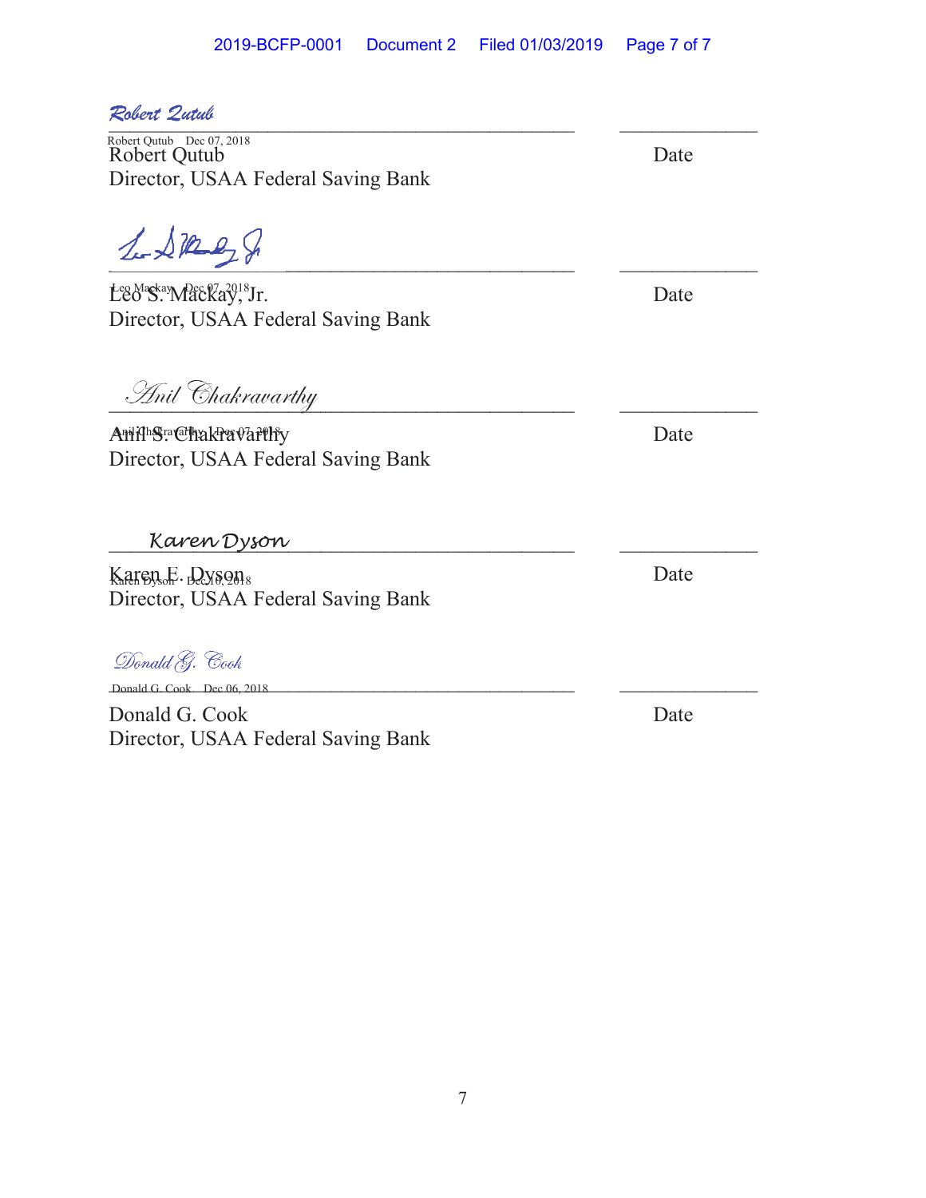Robert Qutub

Robert Qutub Dec 07, 2018
Robert Qutub
Director, USAA Federal Saving Bank

Date

Leo Mackay Dec 07, 2018
Leo S. Mackay, Jr.
Director, USAA Federal Saving Bank

Date

Anil Chakravarthy

Anil Chakravarthy Dec 07, 2018
Anil S. Chakravarthy
Director, USAA Federal Saving Bank

Date

Karen Dyson

Karen Dyson Dec 10, 2018
Karen E. Dyson
Director, USAA Federal Saving Bank

Date

Donald G. Cook

Donald G. Cook Dec 06, 2018
Donald G. Cook
Director, USAA Federal Saving Bank

Date